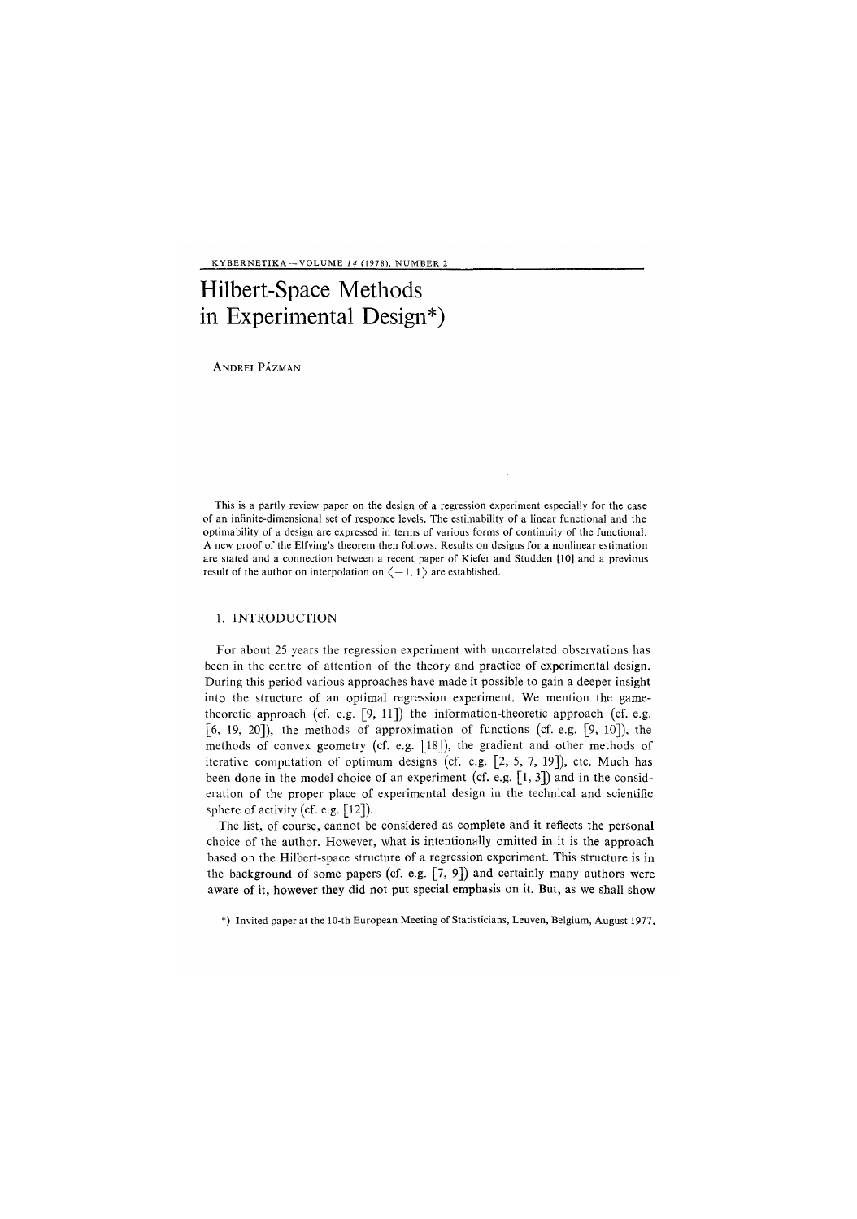# Hilbert-Space Methods in Experimental Design*)

ANDREJ PÁZMAN

This is a partly review paper on the design of a regression experiment especially for the case of an infinite-dimensional set of responce levels. The estimability of a linear functional and the optimability of a design are expressed in terms of various forms of continuity of the functional. A new proof of the Elfving's theorem then follows. Results on designs for a nonlinear estimation are stated and a connection between a recent paper of Kiefer and Studden [10] and a previous result of the author on interpolation on $\langle -1, 1 \rangle$ are established.

## 1. INTRODUCTION

For about 25 years the regression experiment with uncorrelated observations has been in the centre of attention of the theory and practice of experimental design. During this period various approaches have made it possible to gain a deeper insight into the structure of an optimal regression experiment. We mention the game-theoretic approach (cf. e.g. [9, 11]) the information-theoretic approach (cf. e.g. [6, 19, 20]), the methods of approximation of functions (cf. e.g. [9, 10]), the methods of convex geometry (cf. e.g. [18]), the gradient and other methods of iterative computation of optimum designs (cf. e.g. [2, 5, 7, 19]), etc. Much has been done in the model choice of an experiment (cf. e.g. [1, 3]) and in the consideration of the proper place of experimental design in the technical and scientific sphere of activity (cf. e.g. [12]).

The list, of course, cannot be considered as complete and it reflects the personal choice of the author. However, what is intentionally omitted in it is the approach based on the Hilbert-space structure of a regression experiment. This structure is in the background of some papers (cf. e.g. [7, 9]) and certainly many authors were aware of it, however they did not put special emphasis on it. But, as we shall show

*) Invited paper at the 10-th European Meeting of Statisticians, Leuven, Belgium, August 1977.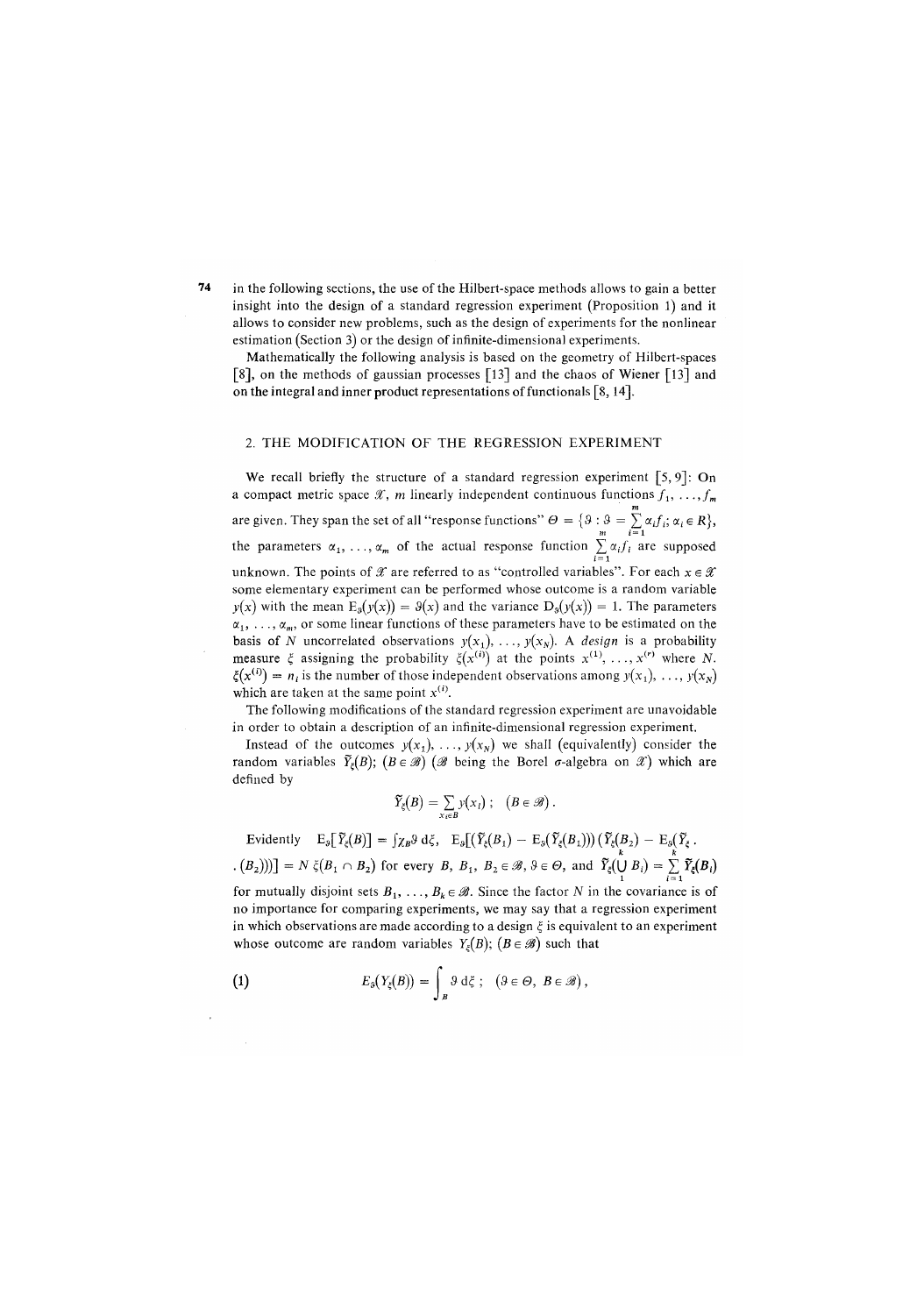in the following sections, the use of the Hilbert-space methods allows to gain a better insight into the design of a standard regression experiment (Proposition 1) and it allows to consider new problems, such as the design of experiments for the nonlinear estimation (Section 3) or the design of infinite-dimensional experiments.

Mathematically the following analysis is based on the geometry of Hilbert-spaces [8], on the methods of gaussian processes [13] and the chaos of Wiener [13] and on the integral and inner product representations of functionals [8, 14].

## 2. THE MODIFICATION OF THE REGRESSION EXPERIMENT

We recall briefly the structure of a standard regression experiment [5, 9]: On a compact metric space $\mathscr{X}$, $m$ linearly independent continuous functions $f_1, \ldots, f_m$ are given. They span the set of all "response functions" $\Theta = \{\vartheta : \vartheta = \sum_{i=1}^{m} \alpha_i f_i;\ \alpha_i \in R\}$, the parameters $\alpha_1, \ldots, \alpha_m$ of the actual response function $\sum_{i=1}^{m} \alpha_i f_i$ are supposed unknown. The points of $\mathscr{X}$ are referred to as "controlled variables". For each $x \in \mathscr{X}$ some elementary experiment can be performed whose outcome is a random variable $y(x)$ with the mean $\mathrm{E}_\vartheta(y(x)) = \vartheta(x)$ and the variance $\mathrm{D}_\vartheta(y(x)) = 1$. The parameters $\alpha_1, \ldots, \alpha_m$, or some linear functions of these parameters have to be estimated on the basis of $N$ uncorrelated observations $y(x_1), \ldots, y(x_N)$. A *design* is a probability measure $\xi$ assigning the probability $\xi(x^{(i)})$ at the points $x^{(1)}, \ldots, x^{(r)}$ where $N$. $\xi(x^{(i)}) = n_i$ is the number of those independent observations among $y(x_1), \ldots, y(x_N)$ which are taken at the same point $x^{(i)}$.

The following modifications of the standard regression experiment are unavoidable in order to obtain a description of an infinite-dimensional regression experiment.

Instead of the outcomes $y(x_1), \ldots, y(x_N)$ we shall (equivalently) consider the random variables $\tilde{Y}_\xi(B)$; $(B \in \mathscr{B})$ ($\mathscr{B}$ being the Borel $\sigma$-algebra on $\mathscr{X}$) which are defined by

$$\tilde{Y}_\xi(B) = \sum_{x_i \in B} y(x_i)\ ; \quad (B \in \mathscr{B})\ .$$

Evidently $\mathrm{E}_\vartheta[\tilde{Y}_\xi(B)] = \int \chi_B \vartheta \,\mathrm{d}\xi$, $\mathrm{E}_\vartheta[(\tilde{Y}_\xi(B_1) - \mathrm{E}_\vartheta(\tilde{Y}_\xi(B_1)))(\tilde{Y}_\xi(B_2) - \mathrm{E}_\vartheta(\tilde{Y}_\xi(B_2)))] = N\, \xi(B_1 \cap B_2)$ for every $B, B_1, B_2 \in \mathscr{B}$, $\vartheta \in \Theta$, and $\tilde{Y}_\xi(\bigcup_1^k B_i) = \sum_{i=1}^{k} \tilde{Y}_\xi(B_i)$ for mutually disjoint sets $B_1, \ldots, B_k \in \mathscr{B}$. Since the factor $N$ in the covariance is of no importance for comparing experiments, we may say that a regression experiment in which observations are made according to a design $\xi$ is equivalent to an experiment whose outcome are random variables $Y_\xi(B)$; $(B \in \mathscr{B})$ such that

$$E_\vartheta(Y_\xi(B)) = \int_B \vartheta \,\mathrm{d}\xi\ ; \quad (\vartheta \in \Theta,\ B \in \mathscr{B})\ , \tag{1}$$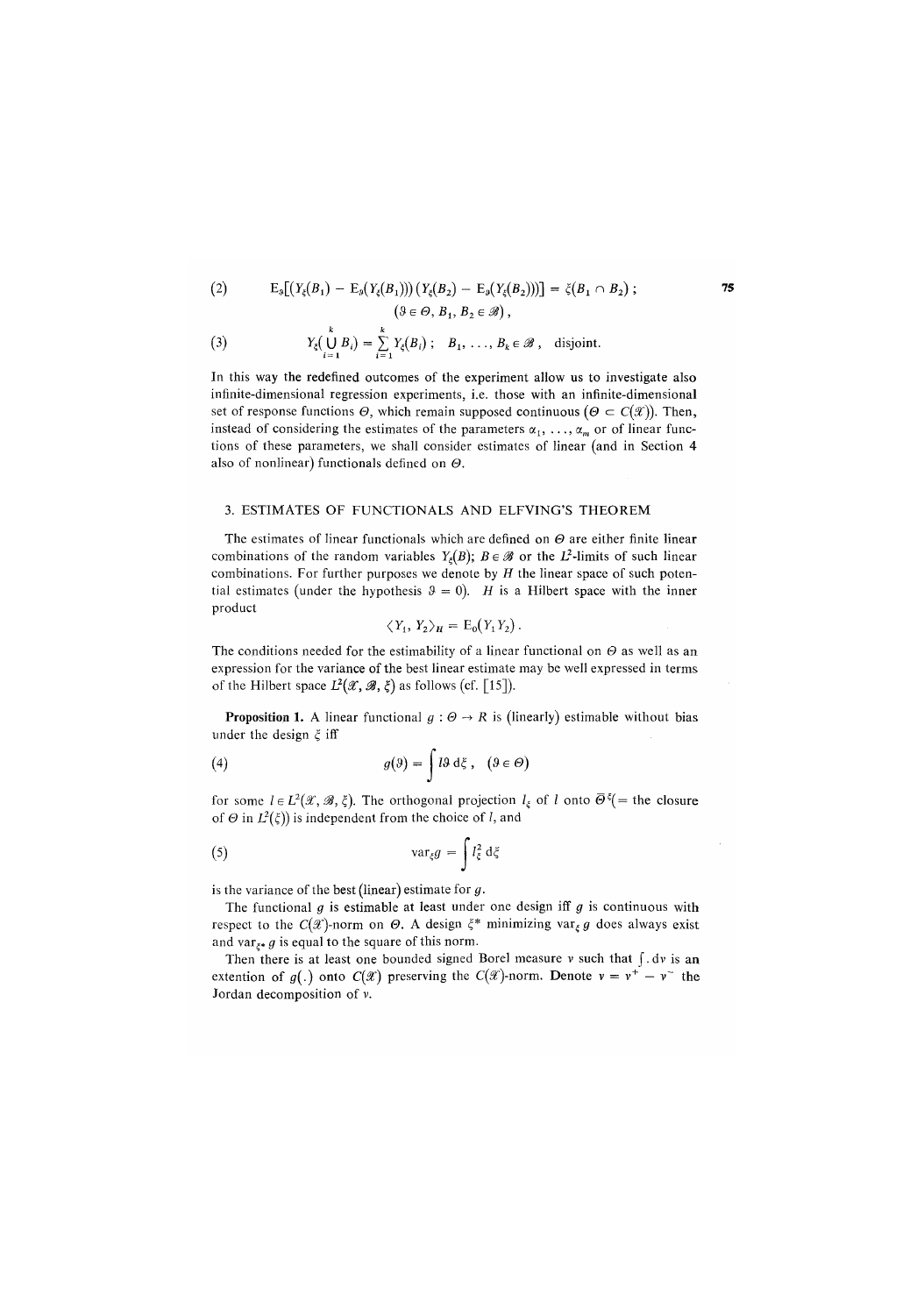$$\text{(2)} \qquad \mathrm{E}_\vartheta[(Y_\xi(B_1) - \mathrm{E}_\vartheta(Y_\xi(B_1)))(Y_\xi(B_2) - \mathrm{E}_\vartheta(Y_\xi(B_2)))] = \xi(B_1 \cap B_2)\,; \quad (\vartheta \in \Theta,\, B_1, B_2 \in \mathscr{B})\,,$$

$$\text{(3)} \qquad Y_\xi\Big(\bigcup_{i=1}^{k} B_i\Big) = \sum_{i=1}^{k} Y_\xi(B_i)\,; \quad B_1, \ldots, B_k \in \mathscr{B}\,, \quad \text{disjoint.}$$

In this way the redefined outcomes of the experiment allow us to investigate also infinite-dimensional regression experiments, i.e. those with an infinite-dimensional set of response functions $\Theta$, which remain supposed continuous $(\Theta \subset C(\mathscr{X}))$. Then, instead of considering the estimates of the parameters $\alpha_1, \ldots, \alpha_m$ or of linear functions of these parameters, we shall consider estimates of linear (and in Section 4 also of nonlinear) functionals defined on $\Theta$.

## 3. ESTIMATES OF FUNCTIONALS AND ELFVING'S THEOREM

The estimates of linear functionals which are defined on $\Theta$ are either finite linear combinations of the random variables $Y_\xi(B)$; $B \in \mathscr{B}$ or the $L^2$-limits of such linear combinations. For further purposes we denote by $H$ the linear space of such potential estimates (under the hypothesis $\vartheta = 0$). $H$ is a Hilbert space with the inner product

$$\langle Y_1, Y_2 \rangle_H = \mathrm{E}_0(Y_1 Y_2)\,.$$

The conditions needed for the estimability of a linear functional on $\Theta$ as well as an expression for the variance of the best linear estimate may be well expressed in terms of the Hilbert space $L^2(\mathscr{X}, \mathscr{B}, \xi)$ as follows (cf. [15]).

**Proposition 1.** A linear functional $g : \Theta \to R$ is (linearly) estimable without bias under the design $\xi$ iff

$$\text{(4)} \qquad g(\vartheta) = \int l\vartheta \,\mathrm{d}\xi\,, \quad (\vartheta \in \Theta)$$

for some $l \in L^2(\mathscr{X}, \mathscr{B}, \xi)$. The orthogonal projection $l_\xi$ of $l$ onto $\bar{\Theta}^\xi$(= the closure of $\Theta$ in $L^2(\xi)$) is independent from the choice of $l$, and

$$\text{(5)} \qquad \mathrm{var}_\xi g = \int l_\xi^2 \,\mathrm{d}\xi$$

is the variance of the best (linear) estimate for $g$.

The functional $g$ is estimable at least under one design iff $g$ is continuous with respect to the $C(\mathscr{X})$-norm on $\Theta$. A design $\xi^*$ minimizing $\mathrm{var}_\xi\, g$ does always exist and $\mathrm{var}_{\xi^*}\, g$ is equal to the square of this norm.

Then there is at least one bounded signed Borel measure $\nu$ such that $\int . \,\mathrm{d}\nu$ is an extention of $g(.)$ onto $C(\mathscr{X})$ preserving the $C(\mathscr{X})$-norm. Denote $\nu = \nu^+ - \nu^-$ the Jordan decomposition of $\nu$.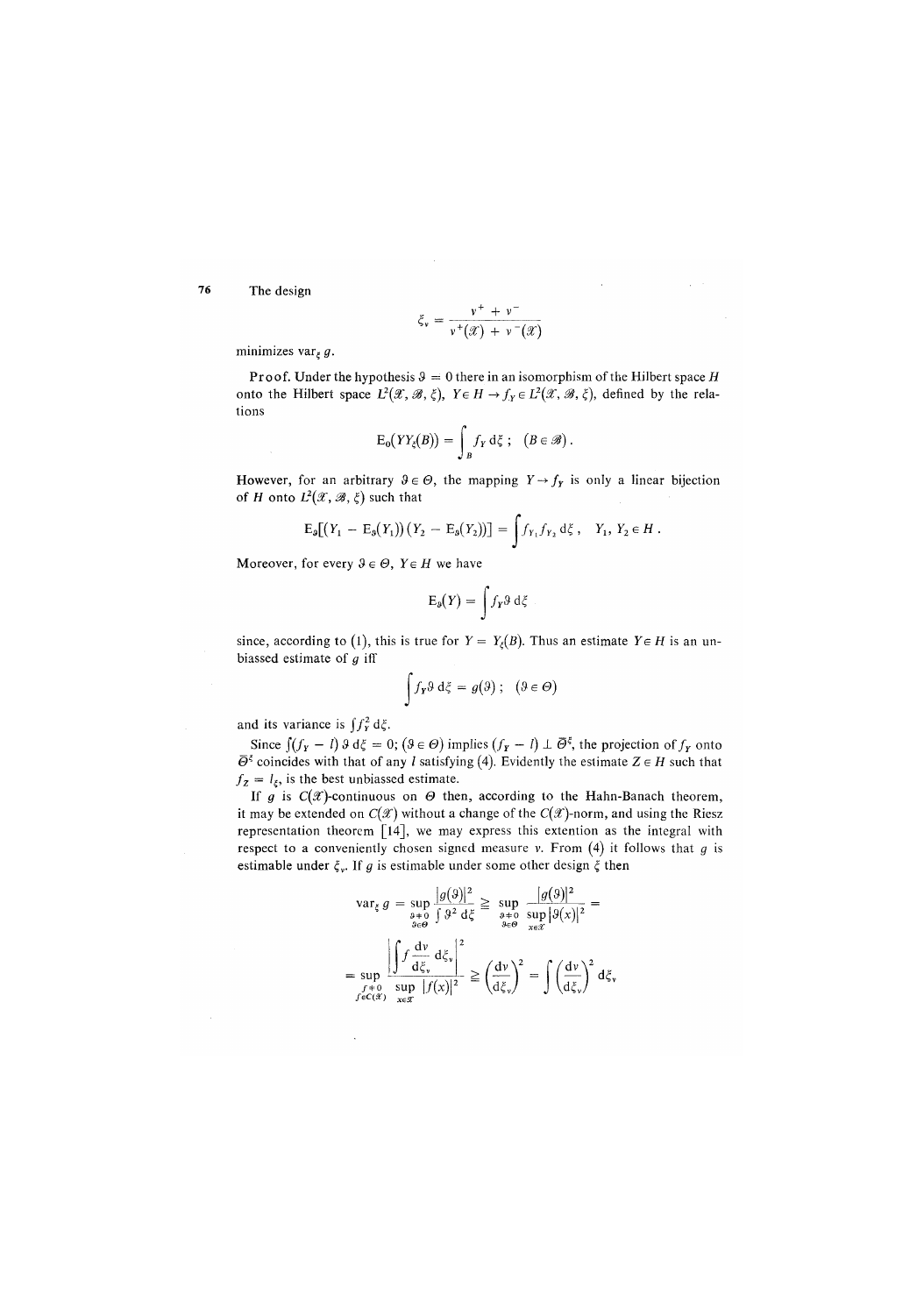The design

$$\xi_\nu = \frac{\nu^+ + \nu^-}{\nu^+(\mathscr{X}) + \nu^-(\mathscr{X})}$$

minimizes $\mathrm{var}_\xi\, g$.

**Proof.** Under the hypothesis $\vartheta = 0$ there in an isomorphism of the Hilbert space $H$ onto the Hilbert space $L^2(\mathscr{X}, \mathscr{B}, \xi)$, $Y \in H \to f_Y \in L^2(\mathscr{X}, \mathscr{B}, \xi)$, defined by the relations

$$\mathrm{E}_0(YY_\xi(B)) = \int_B f_Y \,\mathrm{d}\xi\,; \quad (B \in \mathscr{B})\,.$$

However, for an arbitrary $\vartheta \in \Theta$, the mapping $Y \to f_Y$ is only a linear bijection of $H$ onto $L^2(\mathscr{X}, \mathscr{B}, \xi)$ such that

$$\mathrm{E}_\vartheta[(Y_1 - \mathrm{E}_\vartheta(Y_1))(Y_2 - \mathrm{E}_\vartheta(Y_2))] = \int f_{Y_1} f_{Y_2} \,\mathrm{d}\xi\,, \quad Y_1, Y_2 \in H\,.$$

Moreover, for every $\vartheta \in \Theta$, $Y \in H$ we have

$$\mathrm{E}_\vartheta(Y) = \int f_Y \vartheta \,\mathrm{d}\xi$$

since, according to (1), this is true for $Y = Y_\xi(B)$. Thus an estimate $Y \in H$ is an unbiassed estimate of $g$ iff

$$\int f_Y \vartheta \,\mathrm{d}\xi = g(\vartheta)\,; \quad (\vartheta \in \Theta)$$

and its variance is $\int f_Y^2 \,\mathrm{d}\xi$.

Since $\int (f_Y - l)\, \vartheta \,\mathrm{d}\xi = 0$; $(\vartheta \in \Theta)$ implies $(f_Y - l) \perp \bar{\Theta}^\xi$, the projection of $f_Y$ onto $\bar{\Theta}^\xi$ coincides with that of any $l$ satisfying (4). Evidently the estimate $Z \in H$ such that $f_Z = l_\xi$, is the best unbiassed estimate.

If $g$ is $C(\mathscr{X})$-continuous on $\Theta$ then, according to the Hahn-Banach theorem, it may be extended on $C(\mathscr{X})$ without a change of the $C(\mathscr{X})$-norm, and using the Riesz representation theorem [14], we may express this extention as the integral with respect to a conveniently chosen signed measure $\nu$. From (4) it follows that $g$ is estimable under $\xi_\nu$. If $g$ is estimable under some other design $\xi$ then

$$\mathrm{var}_\xi\, g = \sup_{\substack{\vartheta \neq 0 \\ \vartheta \in \Theta}} \frac{|g(\vartheta)|^2}{\int \vartheta^2 \,\mathrm{d}\xi} \geq \sup_{\substack{\vartheta \neq 0 \\ \vartheta \in \Theta}} \frac{|g(\vartheta)|^2}{\sup_{x \in \mathscr{X}} |\vartheta(x)|^2} =$$

$$= \sup_{\substack{f \neq 0 \\ f \in C(\mathscr{X})}} \frac{\left|\int f \frac{\mathrm{d}\nu}{\mathrm{d}\xi_\nu} \,\mathrm{d}\xi_\nu\right|^2}{\sup_{x \in \mathscr{X}} |f(x)|^2} \geq \left(\frac{\mathrm{d}\nu}{\mathrm{d}\xi_\nu}\right)^2 = \int \left(\frac{\mathrm{d}\nu}{\mathrm{d}\xi_\nu}\right)^2 \mathrm{d}\xi_\nu$$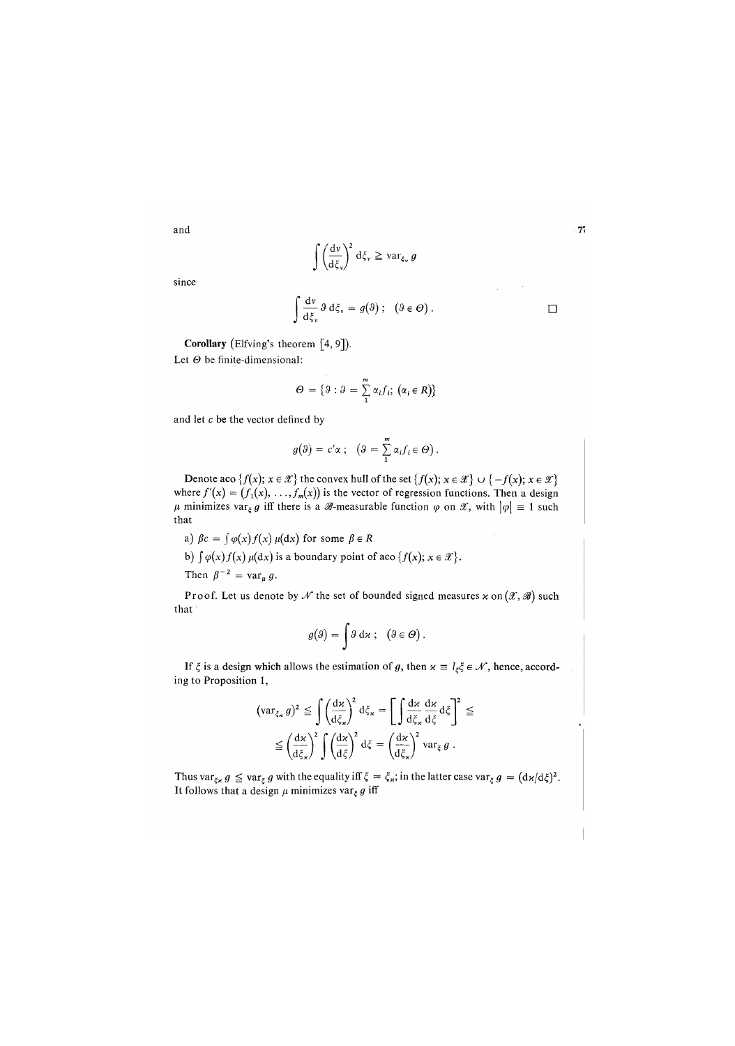and

$$\int \left(\frac{\mathrm{d}\nu}{\mathrm{d}\xi_\nu}\right)^2 \mathrm{d}\xi_\nu \geqq \mathrm{var}_{\xi_\nu}\, g$$

since

$$\int \frac{\mathrm{d}\nu}{\mathrm{d}\xi_\nu}\, \vartheta \,\mathrm{d}\xi_\nu = g(\vartheta)\,; \quad (\vartheta \in \Theta)\,. \qquad \square$$

**Corollary** (Elfving's theorem [4, 9]).
Let $\Theta$ be finite-dimensional:

$$\Theta = \{\vartheta : \vartheta = \sum_1^m \alpha_i f_i;\ (\alpha_i \in R)\}$$

and let $c$ be the vector defined by

$$g(\vartheta) = c'\alpha\,; \quad \left(\vartheta = \sum_1^m \alpha_i f_i \in \Theta\right).$$

Denote aco $\{f(x); x \in \mathscr{X}\}$ the convex hull of the set $\{f(x); x \in \mathscr{X}\} \cup \{-f(x); x \in \mathscr{X}\}$ where $f'(x) = (f_1(x), \ldots, f_m(x))$ is the vector of regression functions. Then a design $\mu$ minimizes $\mathrm{var}_\xi\, g$ iff there is a $\mathscr{B}$-measurable function $\varphi$ on $\mathscr{X}$, with $|\varphi| \equiv 1$ such that

a) $\beta c = \int \varphi(x) f(x)\, \mu(\mathrm{d}x)$ for some $\beta \in R$

b) $\int \varphi(x) f(x)\, \mu(\mathrm{d}x)$ is a boundary point of aco $\{f(x); x \in \mathscr{X}\}$.

Then $\beta^{-2} = \mathrm{var}_\mu\, g$.

Proof. Let us denote by $\mathscr{N}$ the set of bounded signed measures $\varkappa$ on $(\mathscr{X}, \mathscr{B})$ such that

$$g(\vartheta) = \int \vartheta \,\mathrm{d}\varkappa\,; \quad (\vartheta \in \Theta)\,.$$

If $\xi$ is a design which allows the estimation of $g$, then $\varkappa \equiv l_\xi \xi \in \mathscr{N}$, hence, according to Proposition 1,

$$(\mathrm{var}_{\xi_\varkappa}\, g)^2 \leqq \int \left(\frac{\mathrm{d}\varkappa}{\mathrm{d}\xi_\varkappa}\right)^2 \mathrm{d}\xi_\varkappa = \left[\int \frac{\mathrm{d}\varkappa}{\mathrm{d}\xi_\varkappa} \frac{\mathrm{d}\varkappa}{\mathrm{d}\xi}\, \mathrm{d}\xi\right]^2 \leqq$$
$$\leqq \left(\frac{\mathrm{d}\varkappa}{\mathrm{d}\xi_\varkappa}\right)^2 \int \left(\frac{\mathrm{d}\varkappa}{\mathrm{d}\xi}\right)^2 \mathrm{d}\xi = \left(\frac{\mathrm{d}\varkappa}{\mathrm{d}\xi_\varkappa}\right)^2 \mathrm{var}_\xi\, g\,.$$

Thus $\mathrm{var}_{\xi_\varkappa}\, g \leqq \mathrm{var}_\xi\, g$ with the equality iff $\xi = \xi_\varkappa$; in the latter case $\mathrm{var}_\xi\, g = (\mathrm{d}\varkappa/\mathrm{d}\xi)^2$. It follows that a design $\mu$ minimizes $\mathrm{var}_\xi\, g$ iff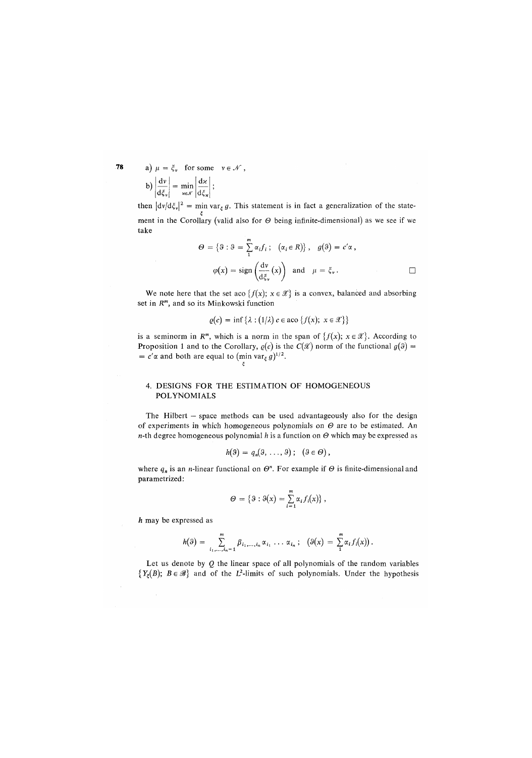a) $\mu = \xi_\nu$ for some $\nu \in \mathcal{N}$,

b) $\left|\frac{d\nu}{d\xi_\nu}\right| = \min_{\varkappa \in \mathcal{N}} \left|\frac{d\varkappa}{d\xi_\varkappa}\right|$;

then $|d\nu/d\xi_\nu|^2 = \min_\xi \operatorname{var}_\xi g$. This statement is in fact a generalization of the statement in the Corollary (valid also for $\Theta$ being infinite-dimensional) as we see if we take

$$\Theta = \{\vartheta : \vartheta = \sum_1^m \alpha_i f_i ; \ (\alpha_i \in R)\}, \quad g(\vartheta) = c'\alpha ,$$

$$\varphi(x) = \operatorname{sign}\left(\frac{d\nu}{d\xi_\nu}(x)\right) \quad \text{and} \quad \mu = \xi_\nu . \qquad \square$$

We note here that the set aco $\{f(x); x \in \mathcal{X}\}$ is a convex, balanced and absorbing set in $R^m$, and so its Minkowski function

$$\varrho(c) = \inf \{\lambda : (1/\lambda)\, c \in \operatorname{aco} \{f(x); x \in \mathcal{X}\}\}$$

is a seminorm in $R^m$, which is a norm in the span of $\{f(x); x \in \mathcal{X}\}$. According to Proposition 1 and to the Corollary, $\varrho(c)$ is the $C(\mathcal{X})$ norm of the functional $g(\vartheta) = c'\alpha$ and both are equal to $(\min_\xi \operatorname{var}_\xi g)^{1/2}$.

## 4. DESIGNS FOR THE ESTIMATION OF HOMOGENEOUS POLYNOMIALS

The Hilbert – space methods can be used advantageously also for the design of experiments in which homogeneous polynomials on $\Theta$ are to be estimated. An $n$-th degree homogeneous polynomial $h$ is a function on $\Theta$ which may be expressed as

$$h(\vartheta) = q_n(\vartheta, \dots, \vartheta) ; \quad (\vartheta \in \Theta) ,$$

where $q_n$ is an $n$-linear functional on $\Theta^n$. For example if $\Theta$ is finite-dimensional and parametrized:

$$\Theta = \{\vartheta : \vartheta(x) = \sum_{i=1}^m \alpha_i f_i(x)\} ,$$

$h$ may be expressed as

$$h(\vartheta) = \sum_{i_1, \dots, i_n = 1}^m \beta_{i_1, \dots, i_n} \alpha_{i_1} \dots \alpha_{i_n} ; \quad (\vartheta(x) = \sum_1^m \alpha_i f_i(x)) .$$

Let us denote by $Q$ the linear space of all polynomials of the random variables $\{Y_\xi(B); B \in \mathcal{B}\}$ and of the $L^2$-limits of such polynomials. Under the hypothesis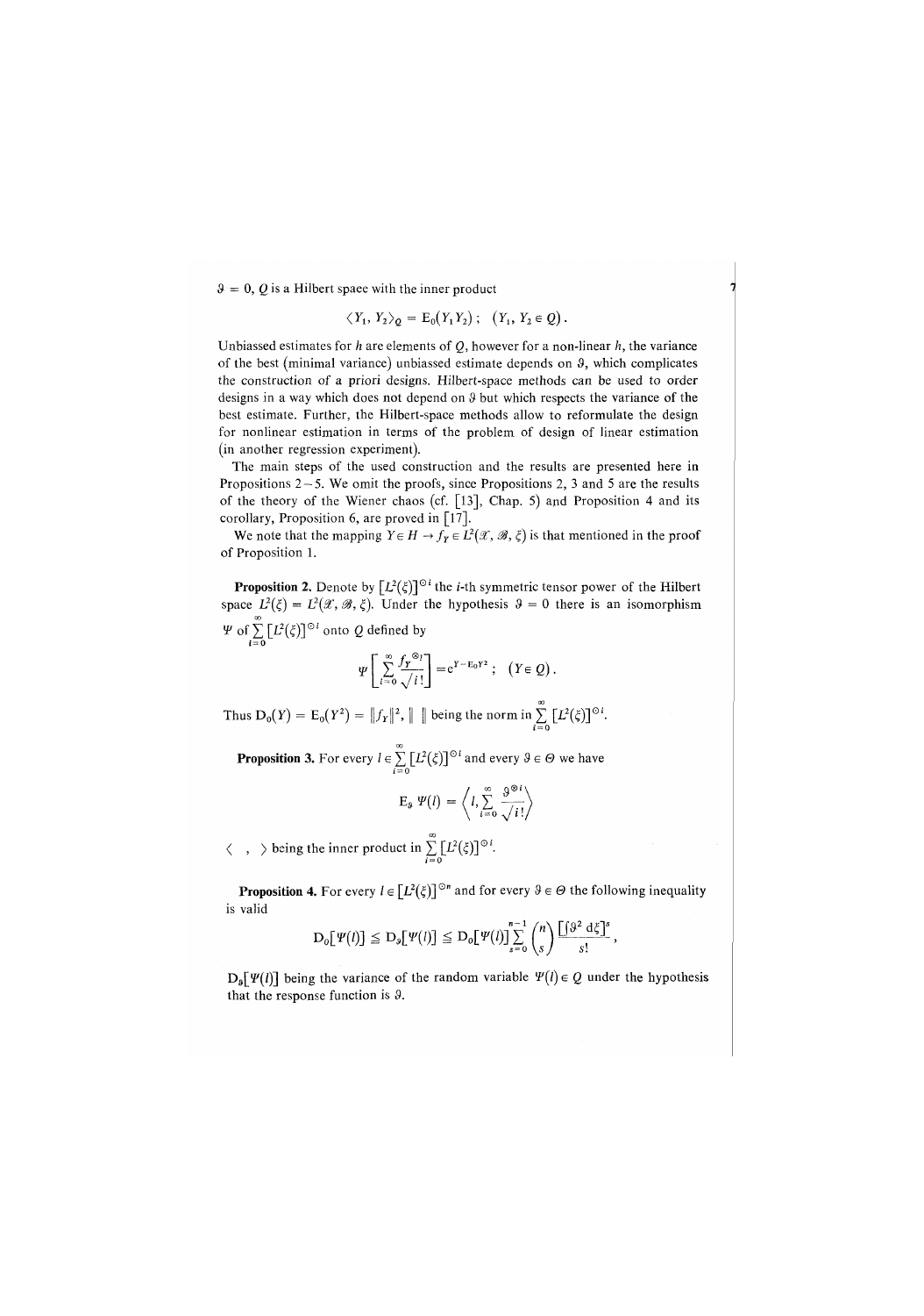$\vartheta = 0$, $Q$ is a Hilbert space with the inner product

$$\langle Y_1, Y_2 \rangle_Q = \mathrm{E}_0(Y_1 Y_2)\,; \quad (Y_1, Y_2 \in Q)\,.$$

Unbiassed estimates for $h$ are elements of $Q$, however for a non-linear $h$, the variance of the best (minimal variance) unbiassed estimate depends on $\vartheta$, which complicates the construction of a priori designs. Hilbert-space methods can be used to order designs in a way which does not depend on $\vartheta$ but which respects the variance of the best estimate. Further, the Hilbert-space methods allow to reformulate the design for nonlinear estimation in terms of the problem of design of linear estimation (in another regression experiment).

The main steps of the used construction and the results are presented here in Propositions 2–5. We omit the proofs, since Propositions 2, 3 and 5 are the results of the theory of the Wiener chaos (cf. [13], Chap. 5) and Proposition 4 and its corollary, Proposition 6, are proved in [17].

We note that the mapping $Y \in H \to f_Y \in L^2(\mathscr{X}, \mathscr{B}, \xi)$ is that mentioned in the proof of Proposition 1.

**Proposition 2.** Denote by $[L^2(\xi)]^{\odot i}$ the $i$-th symmetric tensor power of the Hilbert space $L^2(\xi) = L^2(\mathscr{X}, \mathscr{B}, \xi)$. Under the hypothesis $\vartheta = 0$ there is an isomorphism $\Psi$ of $\sum_{i=0}^{\infty} [L^2(\xi)]^{\odot i}$ onto $Q$ defined by

$$\Psi\left[\sum_{i=0}^{\infty} \frac{f_Y^{\otimes i}}{\sqrt{i!}}\right] = \mathrm{e}^{Y - \mathrm{E}_0 Y^2}\,; \quad (Y \in Q)\,.$$

Thus $\mathrm{D}_0(Y) = \mathrm{E}_0(Y^2) = \|f_Y\|^2$, $\|\ \|$ being the norm in $\sum_{i=0}^{\infty} [L^2(\xi)]^{\odot i}$.

**Proposition 3.** For every $l \in \sum_{i=0}^{\infty} [L^2(\xi)]^{\odot i}$ and every $\vartheta \in \Theta$ we have

$$\mathrm{E}_\vartheta\, \Psi(l) = \left\langle l, \sum_{i=0}^{\infty} \frac{\vartheta^{\otimes i}}{\sqrt{i!}} \right\rangle$$

$\langle\ ,\ \rangle$ being the inner product in $\sum_{i=0}^{\infty} [L^2(\xi)]^{\odot i}$.

**Proposition 4.** For every $l \in [L^2(\xi)]^{\odot n}$ and for every $\vartheta \in \Theta$ the following inequality is valid

$$\mathrm{D}_0[\Psi(l)] \leqq \mathrm{D}_\vartheta[\Psi(l)] \leqq \mathrm{D}_0[\Psi(l)] \sum_{s=0}^{n-1} \binom{n}{s} \frac{[\int \vartheta^2\, \mathrm{d}\xi]^s}{s!}\,,$$

$\mathrm{D}_\vartheta[\Psi(l)]$ being the variance of the random variable $\Psi(l) \in Q$ under the hypothesis that the response function is $\vartheta$.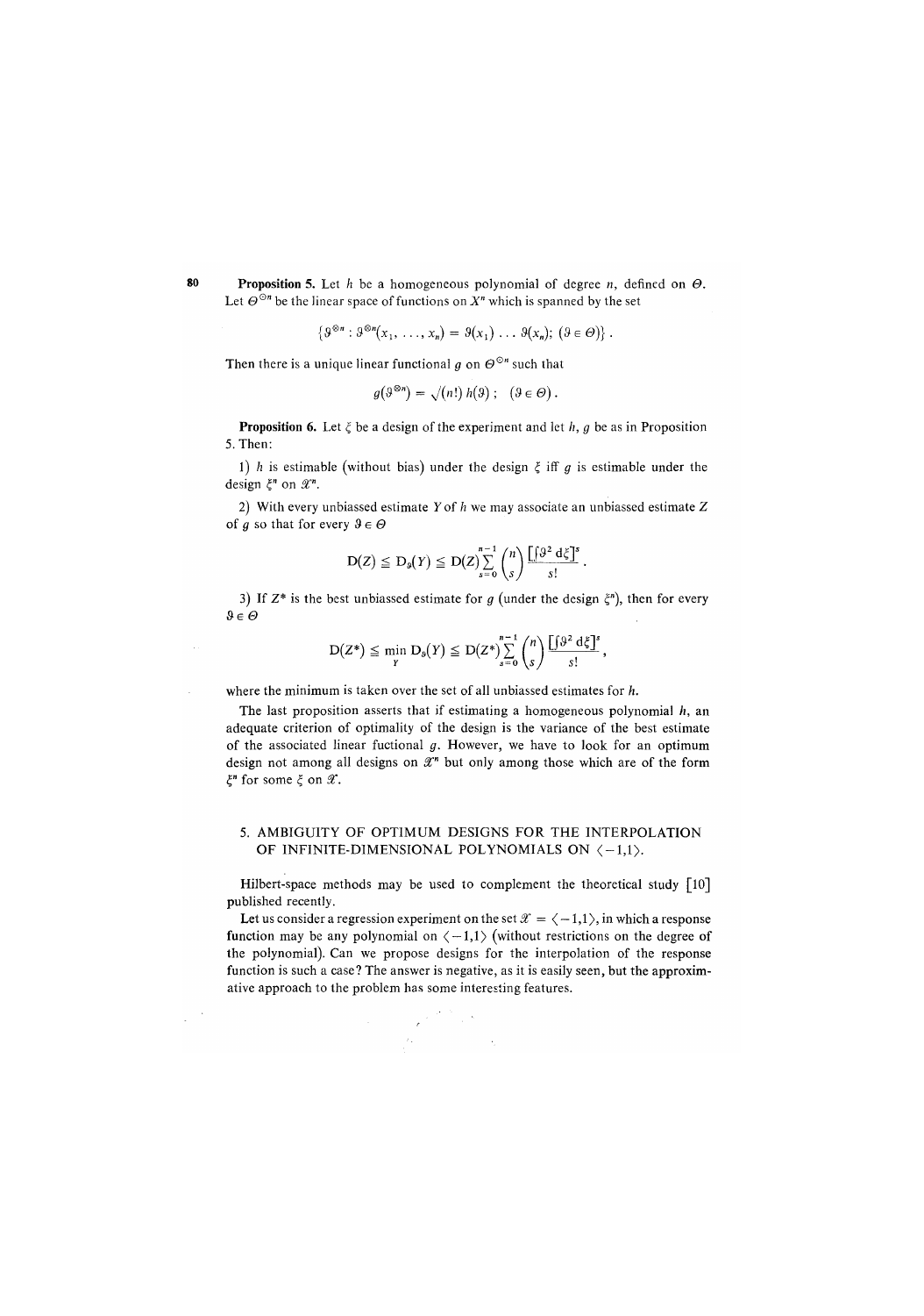**Proposition 5.** Let $h$ be a homogeneous polynomial of degree $n$, defined on $\Theta$. Let $\Theta^{\odot n}$ be the linear space of functions on $X^n$ which is spanned by the set

$$\{\vartheta^{\otimes n} : \vartheta^{\otimes n}(x_1, \ldots, x_n) = \vartheta(x_1) \ldots \vartheta(x_n);\ (\vartheta \in \Theta)\}.$$

Then there is a unique linear functional $g$ on $\Theta^{\odot n}$ such that

$$g(\vartheta^{\otimes n}) = \sqrt{(n!)}\, h(\vartheta)\,; \quad (\vartheta \in \Theta).$$

**Proposition 6.** Let $\xi$ be a design of the experiment and let $h$, $g$ be as in Proposition 5. Then:

1) $h$ is estimable (without bias) under the design $\xi$ iff $g$ is estimable under the design $\xi^n$ on $\mathscr{X}^n$.

2) With every unbiassed estimate $Y$ of $h$ we may associate an unbiassed estimate $Z$ of $g$ so that for every $\vartheta \in \Theta$

$$\mathrm{D}(Z) \leqq \mathrm{D}_\vartheta(Y) \leqq \mathrm{D}(Z) \sum_{s=0}^{n-1} \binom{n}{s} \frac{[\int \vartheta^2 \, \mathrm{d}\xi]^s}{s!}.$$

3) If $Z^*$ is the best unbiassed estimate for $g$ (under the design $\xi^n$), then for every $\vartheta \in \Theta$

$$\mathrm{D}(Z^*) \leqq \min_Y \mathrm{D}_\vartheta(Y) \leqq \mathrm{D}(Z^*) \sum_{s=0}^{n-1} \binom{n}{s} \frac{[\int \vartheta^2 \, \mathrm{d}\xi]^s}{s!},$$

where the minimum is taken over the set of all unbiassed estimates for $h$.

The last proposition asserts that if estimating a homogeneous polynomial $h$, an adequate criterion of optimality of the design is the variance of the best estimate of the associated linear fuctional $g$. However, we have to look for an optimum design not among all designs on $\mathscr{X}^n$ but only among those which are of the form $\xi^n$ for some $\xi$ on $\mathscr{X}$.

## 5. AMBIGUITY OF OPTIMUM DESIGNS FOR THE INTERPOLATION OF INFINITE-DIMENSIONAL POLYNOMIALS ON $\langle -1,1 \rangle$.

Hilbert-space methods may be used to complement the theoretical study [10] published recently.

Let us consider a regression experiment on the set $\mathscr{X} = \langle -1,1 \rangle$, in which a response function may be any polynomial on $\langle -1,1 \rangle$ (without restrictions on the degree of the polynomial). Can we propose designs for the interpolation of the response function is such a case? The answer is negative, as it is easily seen, but the approximative approach to the problem has some interesting features.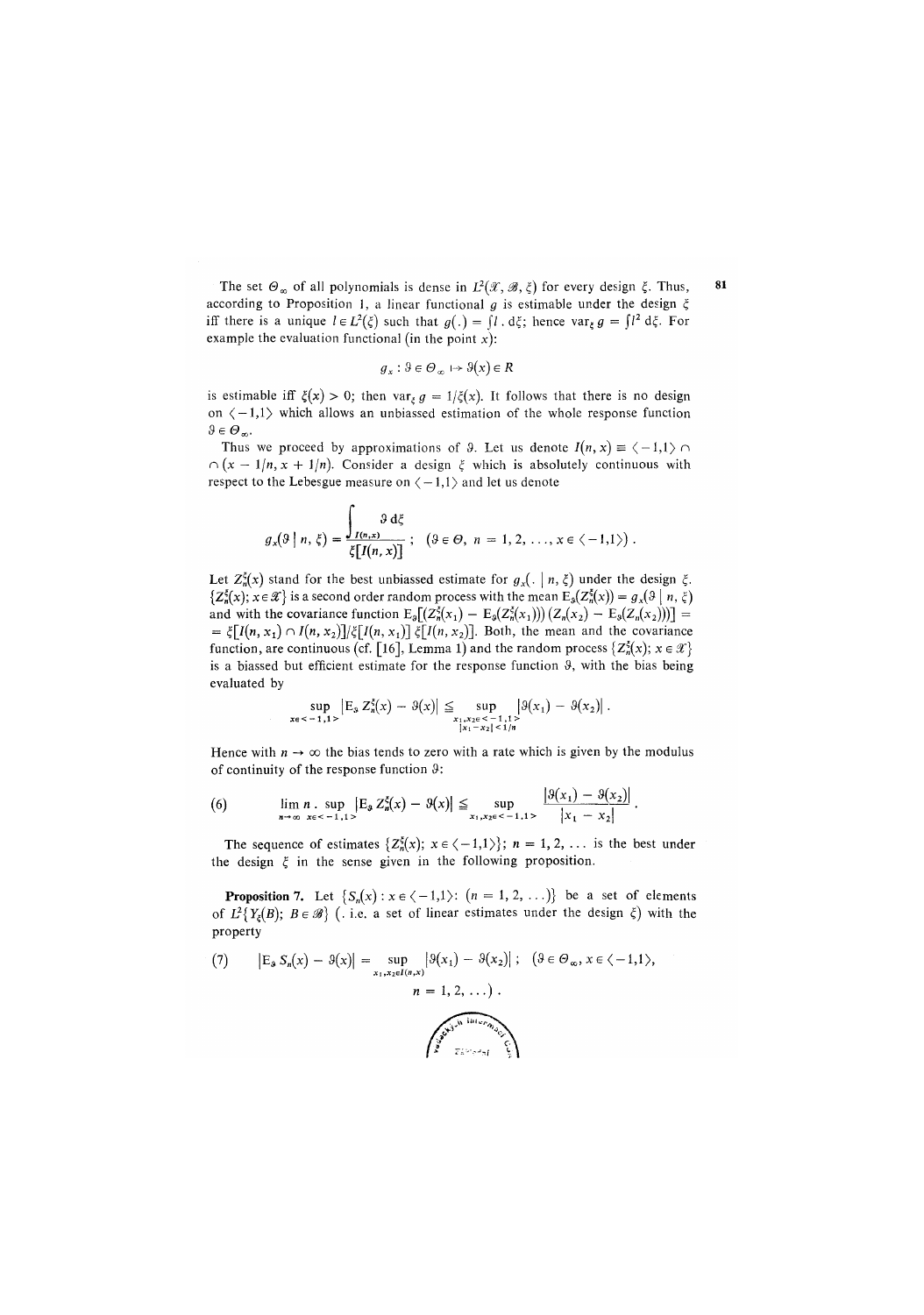The set $\Theta_\infty$ of all polynomials is dense in $L^2(\mathscr{X}, \mathscr{B}, \xi)$ for every design $\xi$. Thus, according to Proposition 1, a linear functional $g$ is estimable under the design $\xi$ iff there is a unique $l \in L^2(\xi)$ such that $g(.) = \int l \, . \, d\xi$; hence $\operatorname{var}_\xi g = \int l^2 \, d\xi$. For example the evaluation functional (in the point $x$):

$$g_x : \vartheta \in \Theta_\infty \mapsto \vartheta(x) \in R$$

is estimable iff $\xi(x) > 0$; then $\operatorname{var}_\xi g = 1/\xi(x)$. It follows that there is no design on $\langle -1,1 \rangle$ which allows an unbiassed estimation of the whole response function $\vartheta \in \Theta_\infty$.

Thus we proceed by approximations of $\vartheta$. Let us denote $I(n, x) \equiv \langle -1,1 \rangle \cap \cap (x - 1/n, x + 1/n)$. Consider a design $\xi$ which is absolutely continuous with respect to the Lebesgue measure on $\langle -1,1 \rangle$ and let us denote

$$g_x(\vartheta \mid n, \xi) = \frac{\int_{I(n,x)} \vartheta \, d\xi}{\xi[I(n, x)]} ; \quad (\vartheta \in \Theta, \; n = 1, 2, \ldots, x \in \langle -1,1 \rangle) .$$

Let $Z_n^\xi(x)$ stand for the best unbiassed estimate for $g_x(. \mid n, \xi)$ under the design $\xi$. $\{Z_n^\xi(x); x \in \mathscr{X}\}$ is a second order random process with the mean $\mathrm{E}_\vartheta(Z_n^\xi(x)) = g_x(\vartheta \mid n, \xi)$ and with the covariance function $\mathrm{E}_\vartheta[(Z_n^\xi(x_1) - \mathrm{E}_\vartheta(Z_n^\xi(x_1)))\,(Z_n(x_2) - \mathrm{E}_\vartheta(Z_n(x_2)))] = \xi[I(n, x_1) \cap I(n, x_2)]/\xi[I(n, x_1)]\, \xi[I(n, x_2)]$. Both, the mean and the covariance function, are continuous (cf. [16], Lemma 1) and the random process $\{Z_n^\xi(x); x \in \mathscr{X}\}$ is a biassed but efficient estimate for the response function $\vartheta$, with the bias being evaluated by

$$\sup_{x \in \langle -1,1 \rangle} \left| \mathrm{E}_\vartheta \, Z_n^\xi(x) - \vartheta(x) \right| \leqq \sup_{\substack{x_1, x_2 \in \langle -1,1 \rangle \\ |x_1 - x_2| < 1/n}} \left| \vartheta(x_1) - \vartheta(x_2) \right| .$$

Hence with $n \to \infty$ the bias tends to zero with a rate which is given by the modulus of continuity of the response function $\vartheta$:

$$\lim_{n \to \infty} n \, . \sup_{x \in \langle -1,1 \rangle} \left| \mathrm{E}_\vartheta \, Z_n^\xi(x) - \vartheta(x) \right| \leqq \sup_{x_1, x_2 \in \langle -1,1 \rangle} \frac{|\vartheta(x_1) - \vartheta(x_2)|}{|x_1 - x_2|} . \tag{6}$$

The sequence of estimates $\{Z_n^\xi(x); x \in \langle -1,1 \rangle\}$; $n = 1, 2, \ldots$ is the best under the design $\xi$ in the sense given in the following proposition.

**Proposition 7.** Let $\{S_n(x) : x \in \langle -1,1 \rangle$: $(n = 1, 2, \ldots)\}$ be a set of elements of $L^2\{Y_\xi(B); B \in \mathscr{B}\}$ (. i.e. a set of linear estimates under the design $\xi$) with the property

$$\left| \mathrm{E}_\vartheta \, S_n(x) - \vartheta(x) \right| = \sup_{x_1, x_2 \in I(n,x)} \left| \vartheta(x_1) - \vartheta(x_2) \right| ; \quad (\vartheta \in \Theta_\infty, x \in \langle -1,1 \rangle, \; n = 1, 2, \ldots) . \tag{7}$$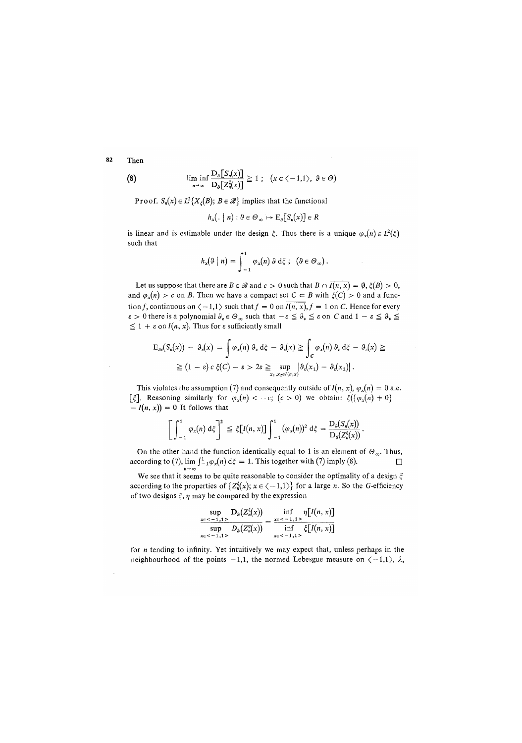Then

$$\liminf_{n\to\infty} \frac{D_\vartheta[S_n(x)]}{D_\vartheta[Z_n^\xi(x)]} \geqq 1\,; \quad (x \in \langle -1,1\rangle,\ \vartheta \in \Theta) \tag{8}$$

Proof. $S_n(x) \in L^2\{X_\xi(B); B \in \mathscr{B}\}$ implies that the functional

$$h_x(.\mid n) : \vartheta \in \Theta_\infty \mapsto E_\vartheta[S_n(x)] \in R$$

is linear and is estimable under the design $\xi$. Thus there is a unique $\varphi_x(n) \in L^2(\xi)$ such that

$$h_x(\vartheta \mid n) = \int_{-1}^{1} \varphi_x(n)\, \vartheta \, d\xi\,; \quad (\vartheta \in \Theta_\infty)\,.$$

Let us suppose that there are $B \in \mathscr{B}$ and $c > 0$ such that $B \cap \overline{I(n,x)} = \emptyset$, $\xi(B) > 0$, and $\varphi_x(n) > c$ on $B$. Then we have a compact set $C \subset B$ with $\xi(C) > 0$ and a function $f$, continuous on $\langle -1,1\rangle$ such that $f = 0$ on $\overline{I(n,x)}$, $f = 1$ on $C$. Hence for every $\varepsilon > 0$ there is a polynomial $\vartheta_\varepsilon \in \Theta_\infty$ such that $-\varepsilon \leqq \vartheta_\varepsilon \leqq \varepsilon$ on $C$ and $1 - \varepsilon \leqq \vartheta_\varepsilon \leqq 1 + \varepsilon$ on $I(n,x)$. Thus for $\varepsilon$ sufficiently small

$$E_{\vartheta_\varepsilon}(S_n(x)) - \vartheta_\varepsilon(x) = \int \varphi_x(n)\, \vartheta_\varepsilon \, d\xi - \vartheta_\varepsilon(x) \geqq \int_C \varphi_x(n)\, \vartheta_\varepsilon \, d\xi - \vartheta_\varepsilon(x) \geqq$$

$$\geqq (1-\varepsilon)\, c\, \xi(C) - \varepsilon > 2\varepsilon \geqq \sup_{x_1, x_2 \in I(n,x)} |\vartheta_\varepsilon(x_1) - \vartheta_\varepsilon(x_2)|\,.$$

This violates the assumption (7) and consequently outside of $I(n,x)$, $\varphi_x(n) = 0$ a.e. $[\xi]$. Reasoning similarly for $\varphi_x(n) < -c$; $(c > 0)$ we obtain: $\xi(\{\varphi_x(n) \neq 0\} - I(n,x)) = 0$ It follows that

$$\left[\int_{-1}^{1} \varphi_x(n)\, d\xi\right]^2 \leqq \xi[I(n,x)] \int_{-1}^{1} (\varphi_x(n))^2 \, d\xi = \frac{D_\vartheta(S_n(x))}{D_\vartheta(Z_n^\xi(x))}\,.$$

On the other hand the function identically equal to 1 is an element of $\Theta_\infty$. Thus, according to (7), $\lim_{n\to\infty} \int_{-1}^{1} \varphi_x(n)\, d\xi = 1$. This together with (7) imply (8). $\square$

We see that it seems to be quite reasonable to consider the optimality of a design $\xi$ according to the properties of $\{Z_n^\xi(x); x \in \langle -1,1\rangle\}$ for a large $n$. So the $G$-efficiency of two designs $\xi$, $\eta$ may be compared by the expression

$$\frac{\sup_{x \in \langle -1,1\rangle} D_\vartheta(Z_n^\xi(x))}{\sup_{x \in \langle -1,1\rangle} D_\vartheta(Z_n^\eta(x))} = \frac{\inf_{x \in \langle -1,1\rangle} \eta[I(n,x)]}{\inf_{x \in \langle -1,1\rangle} \xi[I(n,x)]}$$

for $n$ tending to infinity. Yet intuitively we may expect that, unless perhaps in the neighbourhood of the points $-1,1$, the normed Lebesgue measure on $\langle -1,1\rangle$, $\lambda$,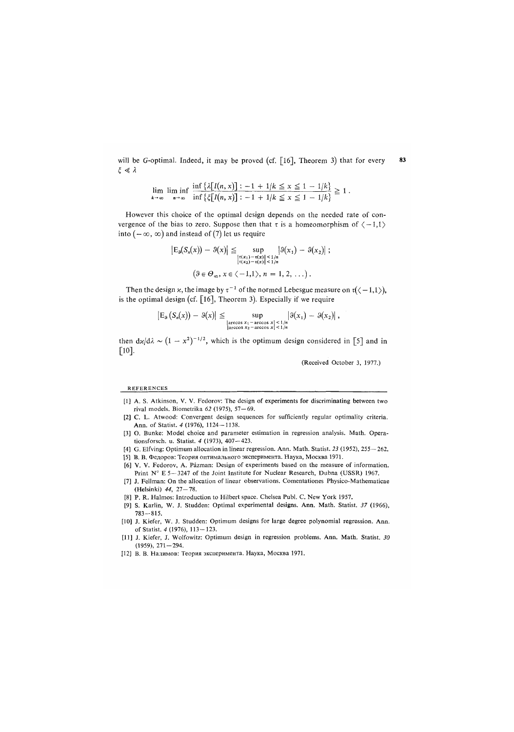will be $G$-optimal. Indeed, it may be proved (cf. [16], Theorem 3) that for every $\xi \ll \lambda$

$$\lim_{k \to \infty} \liminf_{n \to \infty} \frac{\inf \{\lambda[I(n, x)] : -1 + 1/k \leqq x \leqq 1 - 1/k\}}{\inf \{\xi[I(n, x)] : -1 + 1/k \leqq x \leqq 1 - 1/k\}} \geqq 1 .$$

However this choice of the optimal design depends on the needed rate of convergence of the bias to zero. Suppose then that $\tau$ is a homeomorphism of $\langle -1,1 \rangle$ into $(-\infty, \infty)$ and instead of (7) let us require

$$|\mathrm{E}_{\vartheta}(S_n(x)) - \vartheta(x)| \leqq \sup_{\substack{|\tau(x_1) - \tau(x)| < 1/n \\ |\tau(x_2) - \tau(x)| < 1/n}} |\vartheta(x_1) - \vartheta(x_2)| ;$$

$$(\vartheta \in \Theta_{\infty}, x \in \langle -1,1 \rangle, n = 1, 2, \ldots) .$$

Then the design $\varkappa$, the image by $\tau^{-1}$ of the normed Lebesgue measure on $\tau(\langle -1,1 \rangle)$, is the optimal design (cf. [16], Theorem 3). Especially if we require

$$|\mathrm{E}_{\vartheta}(S_n(x)) - \vartheta(x)| \leqq \sup_{\substack{|\arccos x_1 - \arccos x| < 1/n \\ |\arccos x_2 - \arccos x| < 1/n}} |\vartheta(x_1) - \vartheta(x_2)| ,$$

then $\mathrm{d}\varkappa/\mathrm{d}\lambda \sim (1 - x^2)^{-1/2}$, which is the optimum design considered in [5] and in [10].

(Received October 3, 1977.)

## REFERENCES

[1] A. S. Atkinson, V. V. Fedorov: The design of experiments for discriminating between two rival models. Biometrika *62* (1975), 57–69.

[2] C. L. Atwood: Convergent design sequences for sufficiently regular optimality criteria. Ann. of Statist. *4* (1976), 1124–1138.

[3] O. Bunke: Model choice and parameter estimation in regression analysis. Math. Operationsforsch. u. Statist. *4* (1973), 407–423.

[4] G. Elfving: Optimum allocation in linear regression. Ann. Math. Statist. *23* (1952), 255–262.

[5] В. В. Федоров: Теория оптимального эксперимента. Наука, Москва 1971.

[6] V. V. Fedorov, A. Pázman: Design of experiments based on the measure of information. Print N° E 5–3247 of the Joint Institute for Nuclear Research, Dubna (USSR) 1967.

[7] J. Fellman: On the allocation of linear observations. Comentationes Physico-Mathematicae (Helsinki) *44*, 27–78.

[8] P. R. Halmos: Introduction to Hilbert space. Chelsea Publ. C. New York 1957.

[9] S. Karlin, W. J. Studden: Optimal experimental designs. Ann. Math. Statist. *37* (1966), 783–815.

[10] J. Kiefer, W. J. Studden: Optimum designs for large degree polynomial regression. Ann. of Statist. *4* (1976), 113–123.

[11] J. Kiefer, J. Wolfowitz: Optimum design in regression problems. Ann. Math. Statist. *30* (1959), 271–294.

[12] В. В. Налимов: Теория эксперимента. Наука, Москва 1971.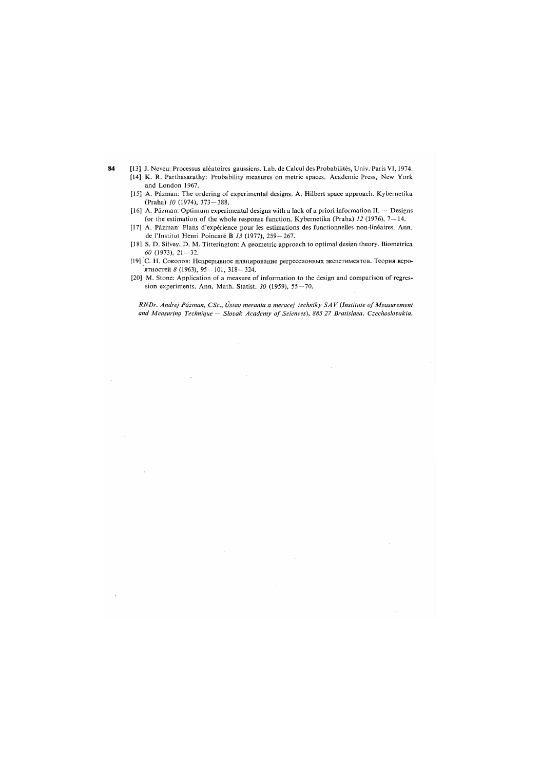[13] J. Neveu: Processus aléatoires gaussiens. Lab. de Calcul des Probabilités, Univ. Paris VI, 1974.

[14] K. R. Parthasarathy: Probability measures on metric spaces. Academic Press, New York and London 1967.

[15] A. Pázman: The ordering of experimental designs. A. Hilbert space approach. Kybernetika (Praha) *10* (1974), 373—388.

[16] A. Pázman: Optimum experimental designs with a lack of a priori information II. — Designs for the estimation of the whole response function. Kybernetika (Praha) *12* (1976), 7—14.

[17] A. Pázman: Plans d'expérience pour les estimations des functionnelles non-linéaires. Ann. de l'Institut Henri Poincaré B *13* (1977), 259—267.

[18] S. D. Silvey, D. M. Titterington: A geometric approach to optimal design theory. Biometrica *60* (1973), 21—32.

[19] С. Н. Соколов: Непрерывное планирование регрессионных экспетиментов. Теория вероятностей *8* (1963), 95—101, 318—324.

[20] M. Stone: Application of a measure of information to the design and comparison of regression experiments. Ann. Math. Statist. *30* (1959), 55—70.

*RNDr. Andrej Pázman, CSc., Ústav merania a meracej techniky SAV (Institute of Measurement and Measuring Technique — Slovak Academy of Sciences), 885 27 Bratislava. Czechoslovakia.*